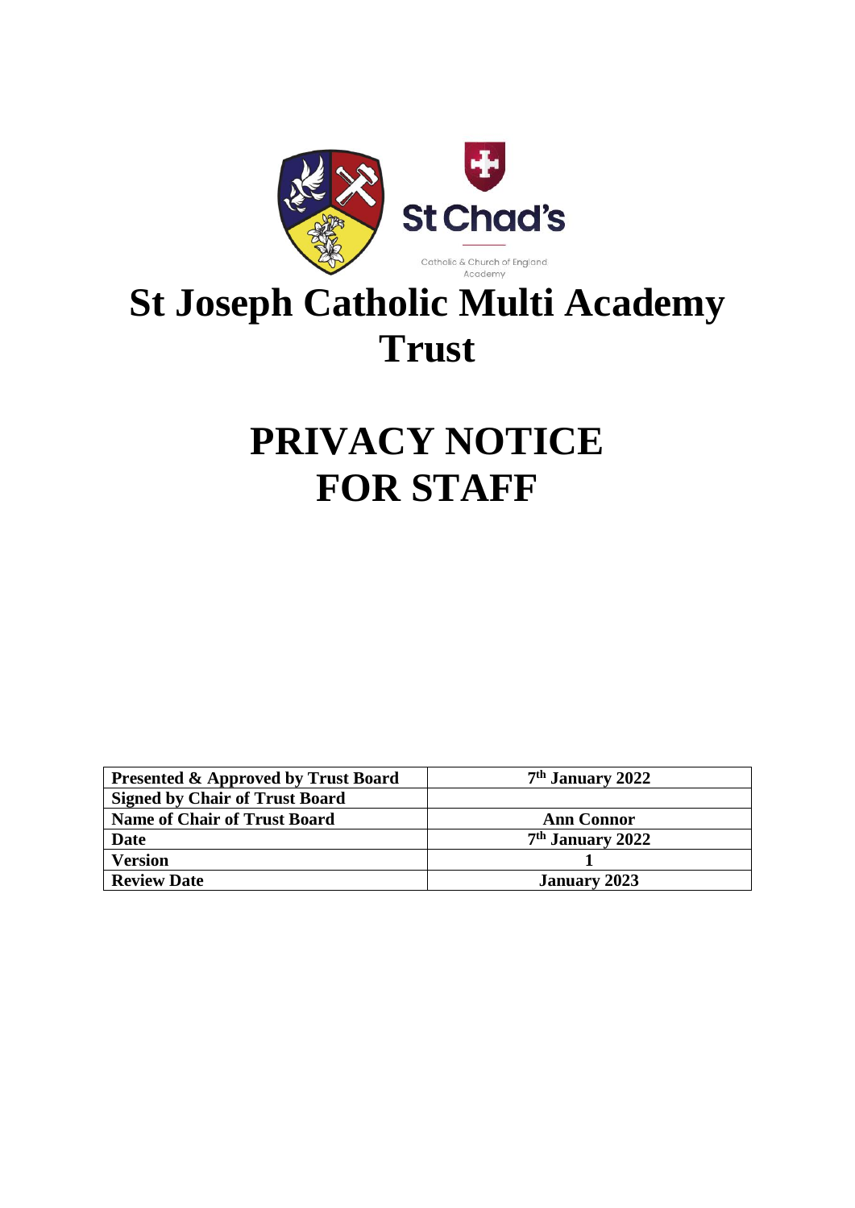St Chad's

Catholic & Church of England Academy

# St Joseph Catholic Multi Academy Trust

# PRIVACY NOTICE FOR STAFF

| Presented & Approved by Trust Board | 7th January 2022 |
|---|---|
| Signed by Chair of Trust Board | |
| Name of Chair of Trust Board | Ann Connor |
| Date | 7th January 2022 |
| Version | 1 |
| Review Date | January 2023 |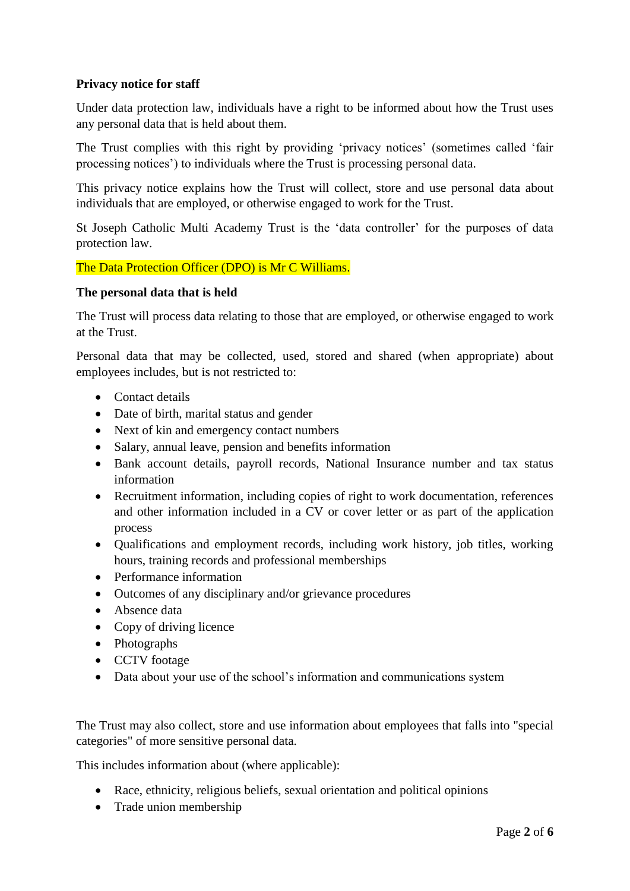**Privacy notice for staff**

Under data protection law, individuals have a right to be informed about how the Trust uses any personal data that is held about them.

The Trust complies with this right by providing 'privacy notices' (sometimes called 'fair processing notices') to individuals where the Trust is processing personal data.

This privacy notice explains how the Trust will collect, store and use personal data about individuals that are employed, or otherwise engaged to work for the Trust.

St Joseph Catholic Multi Academy Trust is the 'data controller' for the purposes of data protection law.

The Data Protection Officer (DPO) is Mr C Williams.

**The personal data that is held**

The Trust will process data relating to those that are employed, or otherwise engaged to work at the Trust.

Personal data that may be collected, used, stored and shared (when appropriate) about employees includes, but is not restricted to:

- Contact details
- Date of birth, marital status and gender
- Next of kin and emergency contact numbers
- Salary, annual leave, pension and benefits information
- Bank account details, payroll records, National Insurance number and tax status information
- Recruitment information, including copies of right to work documentation, references and other information included in a CV or cover letter or as part of the application process
- Qualifications and employment records, including work history, job titles, working hours, training records and professional memberships
- Performance information
- Outcomes of any disciplinary and/or grievance procedures
- Absence data
- Copy of driving licence
- Photographs
- CCTV footage
- Data about your use of the school's information and communications system

The Trust may also collect, store and use information about employees that falls into "special categories" of more sensitive personal data.

This includes information about (where applicable):

- Race, ethnicity, religious beliefs, sexual orientation and political opinions
- Trade union membership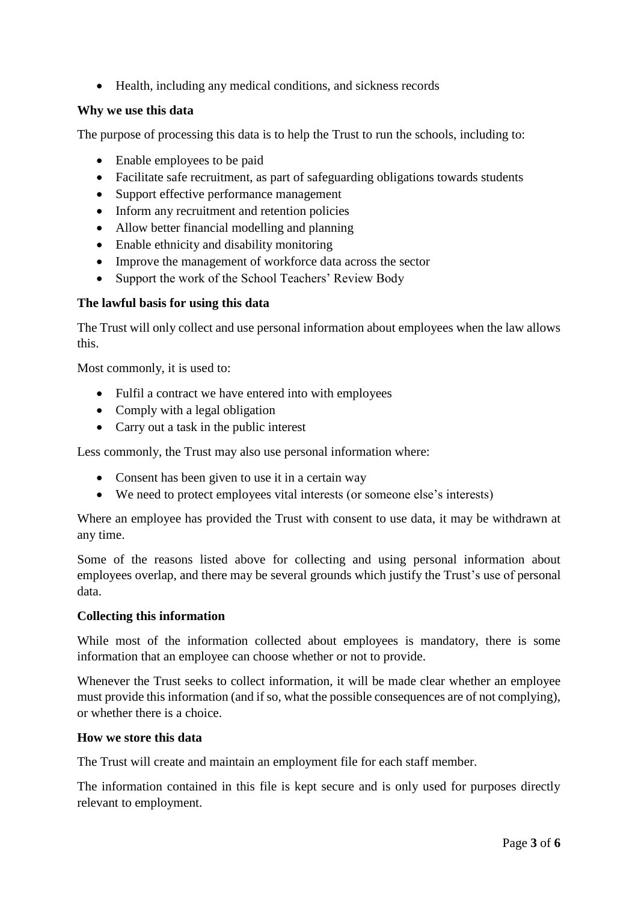- Health, including any medical conditions, and sickness records

**Why we use this data**

The purpose of processing this data is to help the Trust to run the schools, including to:

- Enable employees to be paid
- Facilitate safe recruitment, as part of safeguarding obligations towards students
- Support effective performance management
- Inform any recruitment and retention policies
- Allow better financial modelling and planning
- Enable ethnicity and disability monitoring
- Improve the management of workforce data across the sector
- Support the work of the School Teachers' Review Body

**The lawful basis for using this data**

The Trust will only collect and use personal information about employees when the law allows this.

Most commonly, it is used to:

- Fulfil a contract we have entered into with employees
- Comply with a legal obligation
- Carry out a task in the public interest

Less commonly, the Trust may also use personal information where:

- Consent has been given to use it in a certain way
- We need to protect employees vital interests (or someone else's interests)

Where an employee has provided the Trust with consent to use data, it may be withdrawn at any time.

Some of the reasons listed above for collecting and using personal information about employees overlap, and there may be several grounds which justify the Trust's use of personal data.

**Collecting this information**

While most of the information collected about employees is mandatory, there is some information that an employee can choose whether or not to provide.

Whenever the Trust seeks to collect information, it will be made clear whether an employee must provide this information (and if so, what the possible consequences are of not complying), or whether there is a choice.

**How we store this data**

The Trust will create and maintain an employment file for each staff member.

The information contained in this file is kept secure and is only used for purposes directly relevant to employment.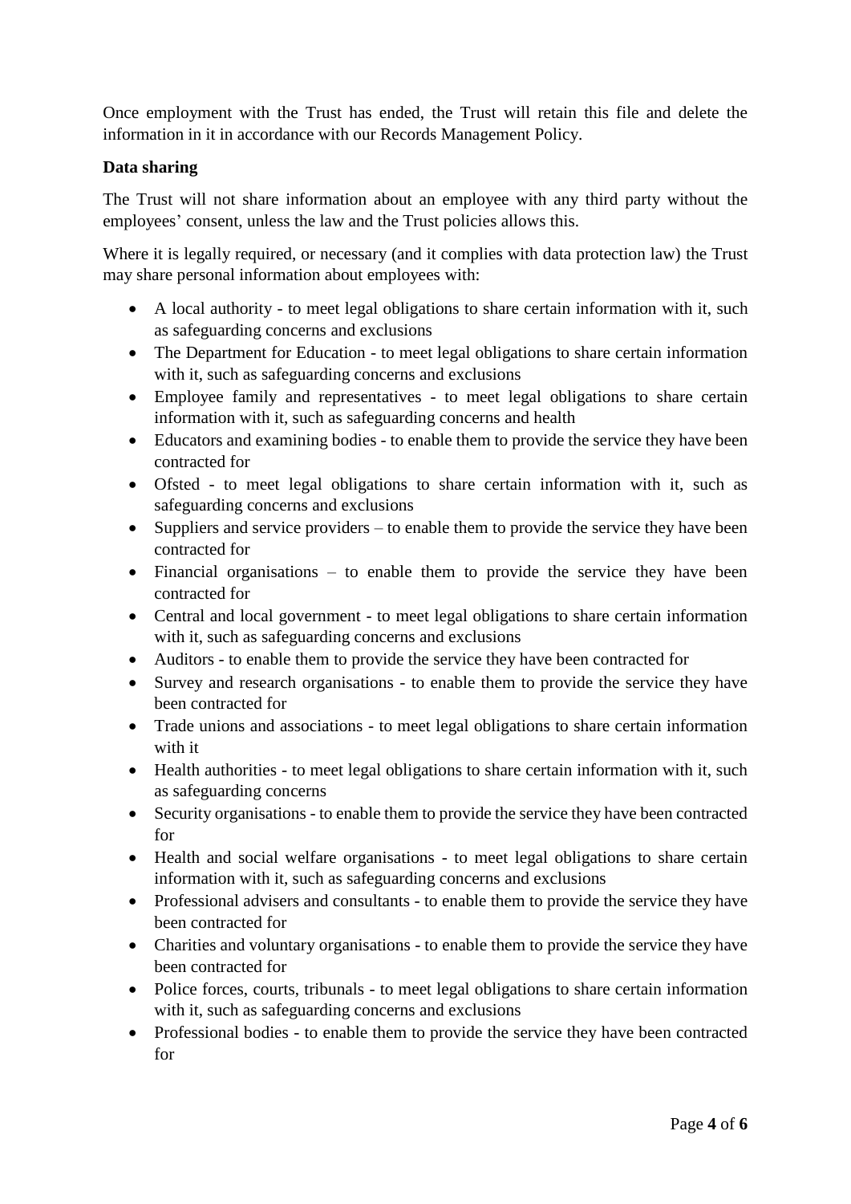Once employment with the Trust has ended, the Trust will retain this file and delete the information in it in accordance with our Records Management Policy.

**Data sharing**

The Trust will not share information about an employee with any third party without the employees' consent, unless the law and the Trust policies allows this.

Where it is legally required, or necessary (and it complies with data protection law) the Trust may share personal information about employees with:

- A local authority - to meet legal obligations to share certain information with it, such as safeguarding concerns and exclusions
- The Department for Education - to meet legal obligations to share certain information with it, such as safeguarding concerns and exclusions
- Employee family and representatives - to meet legal obligations to share certain information with it, such as safeguarding concerns and health
- Educators and examining bodies - to enable them to provide the service they have been contracted for
- Ofsted - to meet legal obligations to share certain information with it, such as safeguarding concerns and exclusions
- Suppliers and service providers – to enable them to provide the service they have been contracted for
- Financial organisations – to enable them to provide the service they have been contracted for
- Central and local government - to meet legal obligations to share certain information with it, such as safeguarding concerns and exclusions
- Auditors - to enable them to provide the service they have been contracted for
- Survey and research organisations - to enable them to provide the service they have been contracted for
- Trade unions and associations - to meet legal obligations to share certain information with it
- Health authorities - to meet legal obligations to share certain information with it, such as safeguarding concerns
- Security organisations - to enable them to provide the service they have been contracted for
- Health and social welfare organisations - to meet legal obligations to share certain information with it, such as safeguarding concerns and exclusions
- Professional advisers and consultants - to enable them to provide the service they have been contracted for
- Charities and voluntary organisations - to enable them to provide the service they have been contracted for
- Police forces, courts, tribunals - to meet legal obligations to share certain information with it, such as safeguarding concerns and exclusions
- Professional bodies - to enable them to provide the service they have been contracted for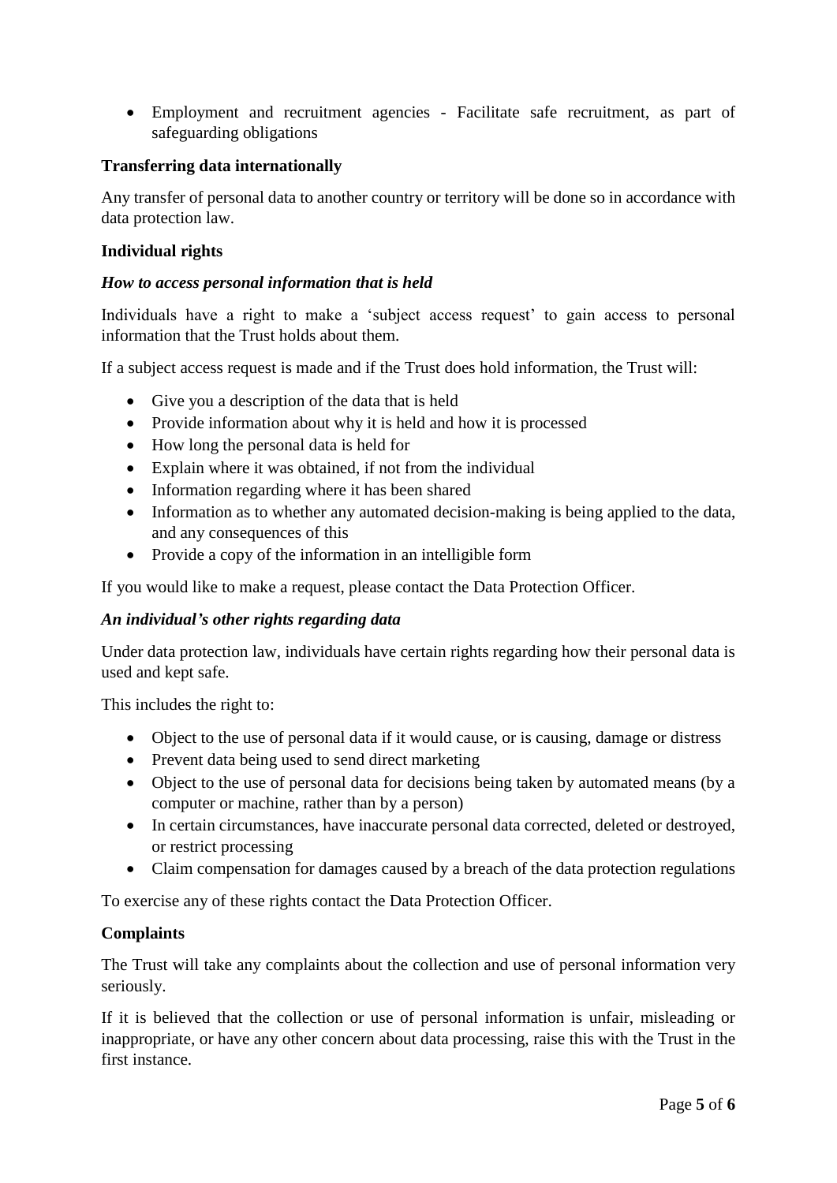- Employment and recruitment agencies - Facilitate safe recruitment, as part of safeguarding obligations

**Transferring data internationally**

Any transfer of personal data to another country or territory will be done so in accordance with data protection law.

**Individual rights**

***How to access personal information that is held***

Individuals have a right to make a 'subject access request' to gain access to personal information that the Trust holds about them.

If a subject access request is made and if the Trust does hold information, the Trust will:

- Give you a description of the data that is held
- Provide information about why it is held and how it is processed
- How long the personal data is held for
- Explain where it was obtained, if not from the individual
- Information regarding where it has been shared
- Information as to whether any automated decision-making is being applied to the data, and any consequences of this
- Provide a copy of the information in an intelligible form

If you would like to make a request, please contact the Data Protection Officer.

***An individual's other rights regarding data***

Under data protection law, individuals have certain rights regarding how their personal data is used and kept safe.

This includes the right to:

- Object to the use of personal data if it would cause, or is causing, damage or distress
- Prevent data being used to send direct marketing
- Object to the use of personal data for decisions being taken by automated means (by a computer or machine, rather than by a person)
- In certain circumstances, have inaccurate personal data corrected, deleted or destroyed, or restrict processing
- Claim compensation for damages caused by a breach of the data protection regulations

To exercise any of these rights contact the Data Protection Officer.

**Complaints**

The Trust will take any complaints about the collection and use of personal information very seriously.

If it is believed that the collection or use of personal information is unfair, misleading or inappropriate, or have any other concern about data processing, raise this with the Trust in the first instance.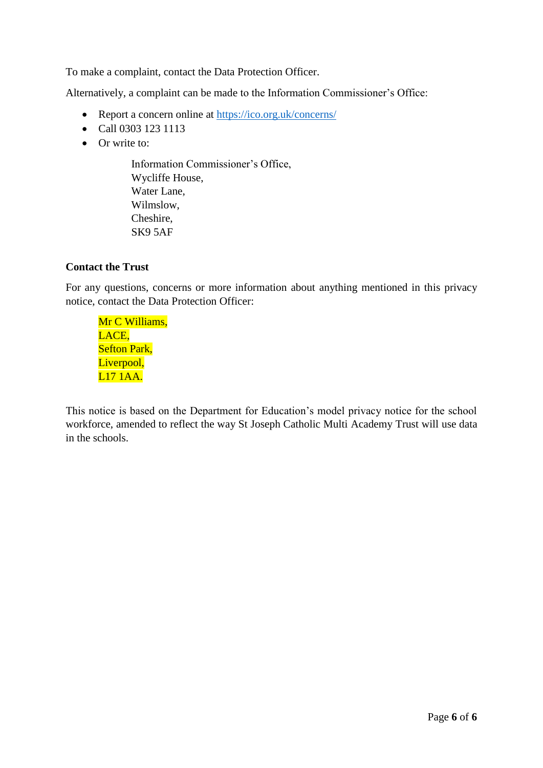To make a complaint, contact the Data Protection Officer.

Alternatively, a complaint can be made to the Information Commissioner's Office:

- Report a concern online at https://ico.org.uk/concerns/
- Call 0303 123 1113
- Or write to:

  Information Commissioner's Office,
  Wycliffe House,
  Water Lane,
  Wilmslow,
  Cheshire,
  SK9 5AF

**Contact the Trust**

For any questions, concerns or more information about anything mentioned in this privacy notice, contact the Data Protection Officer:

Mr C Williams,
LACE,
Sefton Park,
Liverpool,
L17 1AA.

This notice is based on the Department for Education's model privacy notice for the school workforce, amended to reflect the way St Joseph Catholic Multi Academy Trust will use data in the schools.